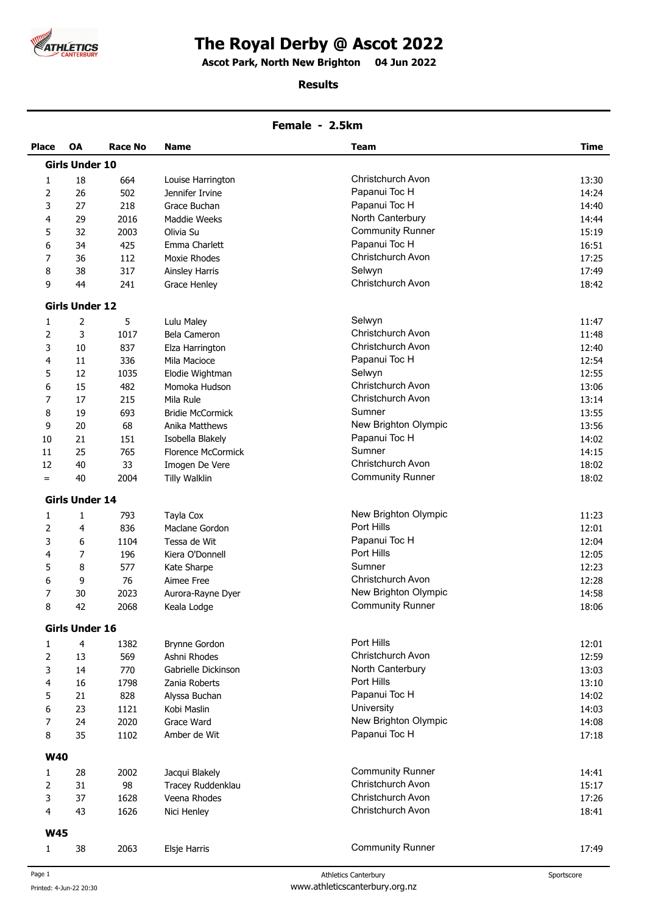# The Royal Derby @ Ascot 2022

**Ascot Park, North New Brighton 04 Jun 2022**

**Results**

## Female - 2.5km

| Place | OA | Race No | Name | Team | Time |
|---|---|---|---|---|---|
| **Girls Under 10** | | | | | |
| 1 | 18 | 664 | Louise Harrington | Christchurch Avon | 13:30 |
| 2 | 26 | 502 | Jennifer Irvine | Papanui Toc H | 14:24 |
| 3 | 27 | 218 | Grace Buchan | Papanui Toc H | 14:40 |
| 4 | 29 | 2016 | Maddie Weeks | North Canterbury | 14:44 |
| 5 | 32 | 2003 | Olivia Su | Community Runner | 15:19 |
| 6 | 34 | 425 | Emma Charlett | Papanui Toc H | 16:51 |
| 7 | 36 | 112 | Moxie Rhodes | Christchurch Avon | 17:25 |
| 8 | 38 | 317 | Ainsley Harris | Selwyn | 17:49 |
| 9 | 44 | 241 | Grace Henley | Christchurch Avon | 18:42 |
| **Girls Under 12** | | | | | |
| 1 | 2 | 5 | Lulu Maley | Selwyn | 11:47 |
| 2 | 3 | 1017 | Bela Cameron | Christchurch Avon | 11:48 |
| 3 | 10 | 837 | Elza Harrington | Christchurch Avon | 12:40 |
| 4 | 11 | 336 | Mila Macioce | Papanui Toc H | 12:54 |
| 5 | 12 | 1035 | Elodie Wightman | Selwyn | 12:55 |
| 6 | 15 | 482 | Momoka Hudson | Christchurch Avon | 13:06 |
| 7 | 17 | 215 | Mila Rule | Christchurch Avon | 13:14 |
| 8 | 19 | 693 | Bridie McCormick | Sumner | 13:55 |
| 9 | 20 | 68 | Anika Matthews | New Brighton Olympic | 13:56 |
| 10 | 21 | 151 | Isobella Blakely | Papanui Toc H | 14:02 |
| 11 | 25 | 765 | Florence McCormick | Sumner | 14:15 |
| 12 | 40 | 33 | Imogen De Vere | Christchurch Avon | 18:02 |
| = | 40 | 2004 | Tilly Walklin | Community Runner | 18:02 |
| **Girls Under 14** | | | | | |
| 1 | 1 | 793 | Tayla Cox | New Brighton Olympic | 11:23 |
| 2 | 4 | 836 | Maclane Gordon | Port Hills | 12:01 |
| 3 | 6 | 1104 | Tessa de Wit | Papanui Toc H | 12:04 |
| 4 | 7 | 196 | Kiera O'Donnell | Port Hills | 12:05 |
| 5 | 8 | 577 | Kate Sharpe | Sumner | 12:23 |
| 6 | 9 | 76 | Aimee Free | Christchurch Avon | 12:28 |
| 7 | 30 | 2023 | Aurora-Rayne Dyer | New Brighton Olympic | 14:58 |
| 8 | 42 | 2068 | Keala Lodge | Community Runner | 18:06 |
| **Girls Under 16** | | | | | |
| 1 | 4 | 1382 | Brynne Gordon | Port Hills | 12:01 |
| 2 | 13 | 569 | Ashni Rhodes | Christchurch Avon | 12:59 |
| 3 | 14 | 770 | Gabrielle Dickinson | North Canterbury | 13:03 |
| 4 | 16 | 1798 | Zania Roberts | Port Hills | 13:10 |
| 5 | 21 | 828 | Alyssa Buchan | Papanui Toc H | 14:02 |
| 6 | 23 | 1121 | Kobi Maslin | University | 14:03 |
| 7 | 24 | 2020 | Grace Ward | New Brighton Olympic | 14:08 |
| 8 | 35 | 1102 | Amber de Wit | Papanui Toc H | 17:18 |
| **W40** | | | | | |
| 1 | 28 | 2002 | Jacqui Blakely | Community Runner | 14:41 |
| 2 | 31 | 98 | Tracey Ruddenklau | Christchurch Avon | 15:17 |
| 3 | 37 | 1628 | Veena Rhodes | Christchurch Avon | 17:26 |
| 4 | 43 | 1626 | Nici Henley | Christchurch Avon | 18:41 |
| **W45** | | | | | |
| 1 | 38 | 2063 | Elsje Harris | Community Runner | 17:49 |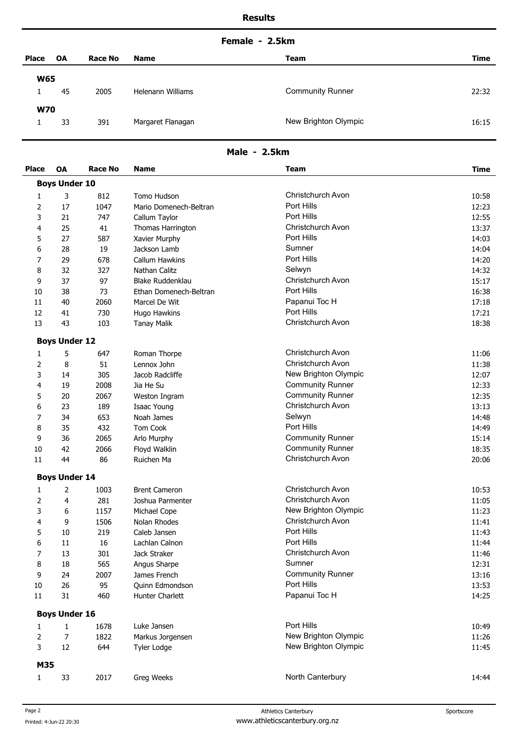# Results

## Female - 2.5km

| Place | OA | Race No | Name | Team | Time |
|---|---|---|---|---|---|
| **W65** | | | | | |
| 1 | 45 | 2005 | Helenann Williams | Community Runner | 22:32 |
| **W70** | | | | | |
| 1 | 33 | 391 | Margaret Flanagan | New Brighton Olympic | 16:15 |

## Male - 2.5km

| Place | OA | Race No | Name | Team | Time |
|---|---|---|---|---|---|
| **Boys Under 10** | | | | | |
| 1 | 3 | 812 | Tomo Hudson | Christchurch Avon | 10:58 |
| 2 | 17 | 1047 | Mario Domenech-Beltran | Port Hills | 12:23 |
| 3 | 21 | 747 | Callum Taylor | Port Hills | 12:55 |
| 4 | 25 | 41 | Thomas Harrington | Christchurch Avon | 13:37 |
| 5 | 27 | 587 | Xavier Murphy | Port Hills | 14:03 |
| 6 | 28 | 19 | Jackson Lamb | Sumner | 14:04 |
| 7 | 29 | 678 | Callum Hawkins | Port Hills | 14:20 |
| 8 | 32 | 327 | Nathan Calitz | Selwyn | 14:32 |
| 9 | 37 | 97 | Blake Ruddenklau | Christchurch Avon | 15:17 |
| 10 | 38 | 73 | Ethan Domenech-Beltran | Port Hills | 16:38 |
| 11 | 40 | 2060 | Marcel De Wit | Papanui Toc H | 17:18 |
| 12 | 41 | 730 | Hugo Hawkins | Port Hills | 17:21 |
| 13 | 43 | 103 | Tanay Malik | Christchurch Avon | 18:38 |
| **Boys Under 12** | | | | | |
| 1 | 5 | 647 | Roman Thorpe | Christchurch Avon | 11:06 |
| 2 | 8 | 51 | Lennox John | Christchurch Avon | 11:38 |
| 3 | 14 | 305 | Jacob Radcliffe | New Brighton Olympic | 12:07 |
| 4 | 19 | 2008 | Jia He Su | Community Runner | 12:33 |
| 5 | 20 | 2067 | Weston Ingram | Community Runner | 12:35 |
| 6 | 23 | 189 | Isaac Young | Christchurch Avon | 13:13 |
| 7 | 34 | 653 | Noah James | Selwyn | 14:48 |
| 8 | 35 | 432 | Tom Cook | Port Hills | 14:49 |
| 9 | 36 | 2065 | Arlo Murphy | Community Runner | 15:14 |
| 10 | 42 | 2066 | Floyd Walklin | Community Runner | 18:35 |
| 11 | 44 | 86 | Ruichen Ma | Christchurch Avon | 20:06 |
| **Boys Under 14** | | | | | |
| 1 | 2 | 1003 | Brent Cameron | Christchurch Avon | 10:53 |
| 2 | 4 | 281 | Joshua Parmenter | Christchurch Avon | 11:05 |
| 3 | 6 | 1157 | Michael Cope | New Brighton Olympic | 11:23 |
| 4 | 9 | 1506 | Nolan Rhodes | Christchurch Avon | 11:41 |
| 5 | 10 | 219 | Caleb Jansen | Port Hills | 11:43 |
| 6 | 11 | 16 | Lachlan Calnon | Port Hills | 11:44 |
| 7 | 13 | 301 | Jack Straker | Christchurch Avon | 11:46 |
| 8 | 18 | 565 | Angus Sharpe | Sumner | 12:31 |
| 9 | 24 | 2007 | James French | Community Runner | 13:16 |
| 10 | 26 | 95 | Quinn Edmondson | Port Hills | 13:53 |
| 11 | 31 | 460 | Hunter Charlett | Papanui Toc H | 14:25 |
| **Boys Under 16** | | | | | |
| 1 | 1 | 1678 | Luke Jansen | Port Hills | 10:49 |
| 2 | 7 | 1822 | Markus Jorgensen | New Brighton Olympic | 11:26 |
| 3 | 12 | 644 | Tyler Lodge | New Brighton Olympic | 11:45 |
| **M35** | | | | | |
| 1 | 33 | 2017 | Greg Weeks | North Canterbury | 14:44 |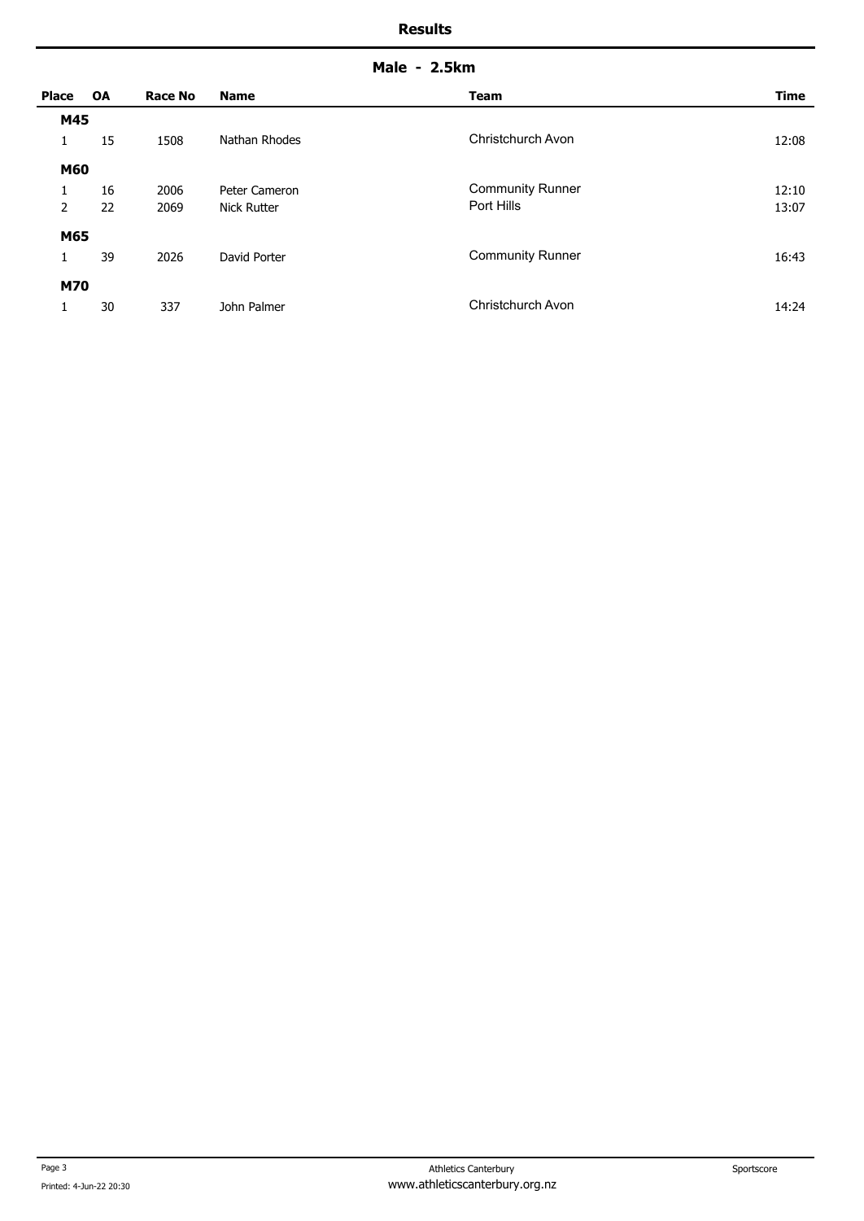## Results

### Male - 2.5km

| Place | OA | Race No | Name | Team | Time |
|---|---|---|---|---|---|
| **M45** | | | | | |
| 1 | 15 | 1508 | Nathan Rhodes | Christchurch Avon | 12:08 |
| **M60** | | | | | |
| 1 | 16 | 2006 | Peter Cameron | Community Runner | 12:10 |
| 2 | 22 | 2069 | Nick Rutter | Port Hills | 13:07 |
| **M65** | | | | | |
| 1 | 39 | 2026 | David Porter | Community Runner | 16:43 |
| **M70** | | | | | |
| 1 | 30 | 337 | John Palmer | Christchurch Avon | 14:24 |

Printed: 4-Jun-22 20:30

Athletics Canterbury
www.athleticscanterbury.org.nz

Sportscore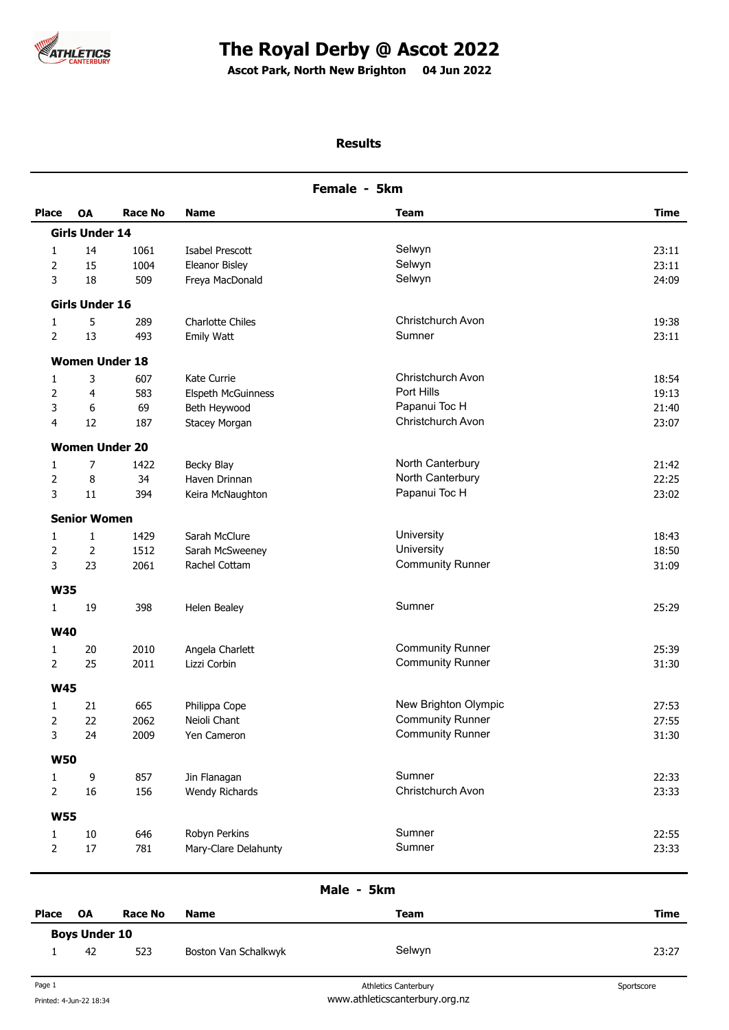# The Royal Derby @ Ascot 2022

**Ascot Park, North New Brighton 04 Jun 2022**

## Results

### Female - 5km

| Place | OA | Race No | Name | Team | Time |
|---|---|---|---|---|---|
| **Girls Under 14** | | | | | |
| 1 | 14 | 1061 | Isabel Prescott | Selwyn | 23:11 |
| 2 | 15 | 1004 | Eleanor Bisley | Selwyn | 23:11 |
| 3 | 18 | 509 | Freya MacDonald | Selwyn | 24:09 |
| **Girls Under 16** | | | | | |
| 1 | 5 | 289 | Charlotte Chiles | Christchurch Avon | 19:38 |
| 2 | 13 | 493 | Emily Watt | Sumner | 23:11 |
| **Women Under 18** | | | | | |
| 1 | 3 | 607 | Kate Currie | Christchurch Avon | 18:54 |
| 2 | 4 | 583 | Elspeth McGuinness | Port Hills | 19:13 |
| 3 | 6 | 69 | Beth Heywood | Papanui Toc H | 21:40 |
| 4 | 12 | 187 | Stacey Morgan | Christchurch Avon | 23:07 |
| **Women Under 20** | | | | | |
| 1 | 7 | 1422 | Becky Blay | North Canterbury | 21:42 |
| 2 | 8 | 34 | Haven Drinnan | North Canterbury | 22:25 |
| 3 | 11 | 394 | Keira McNaughton | Papanui Toc H | 23:02 |
| **Senior Women** | | | | | |
| 1 | 1 | 1429 | Sarah McClure | University | 18:43 |
| 2 | 2 | 1512 | Sarah McSweeney | University | 18:50 |
| 3 | 23 | 2061 | Rachel Cottam | Community Runner | 31:09 |
| **W35** | | | | | |
| 1 | 19 | 398 | Helen Bealey | Sumner | 25:29 |
| **W40** | | | | | |
| 1 | 20 | 2010 | Angela Charlett | Community Runner | 25:39 |
| 2 | 25 | 2011 | Lizzi Corbin | Community Runner | 31:30 |
| **W45** | | | | | |
| 1 | 21 | 665 | Philippa Cope | New Brighton Olympic | 27:53 |
| 2 | 22 | 2062 | Neioli Chant | Community Runner | 27:55 |
| 3 | 24 | 2009 | Yen Cameron | Community Runner | 31:30 |
| **W50** | | | | | |
| 1 | 9 | 857 | Jin Flanagan | Sumner | 22:33 |
| 2 | 16 | 156 | Wendy Richards | Christchurch Avon | 23:33 |
| **W55** | | | | | |
| 1 | 10 | 646 | Robyn Perkins | Sumner | 22:55 |
| 2 | 17 | 781 | Mary-Clare Delahunty | Sumner | 23:33 |

### Male - 5km

| Place | OA | Race No | Name | Team | Time |
|---|---|---|---|---|---|
| **Boys Under 10** | | | | | |
| 1 | 42 | 523 | Boston Van Schalkwyk | Selwyn | 23:27 |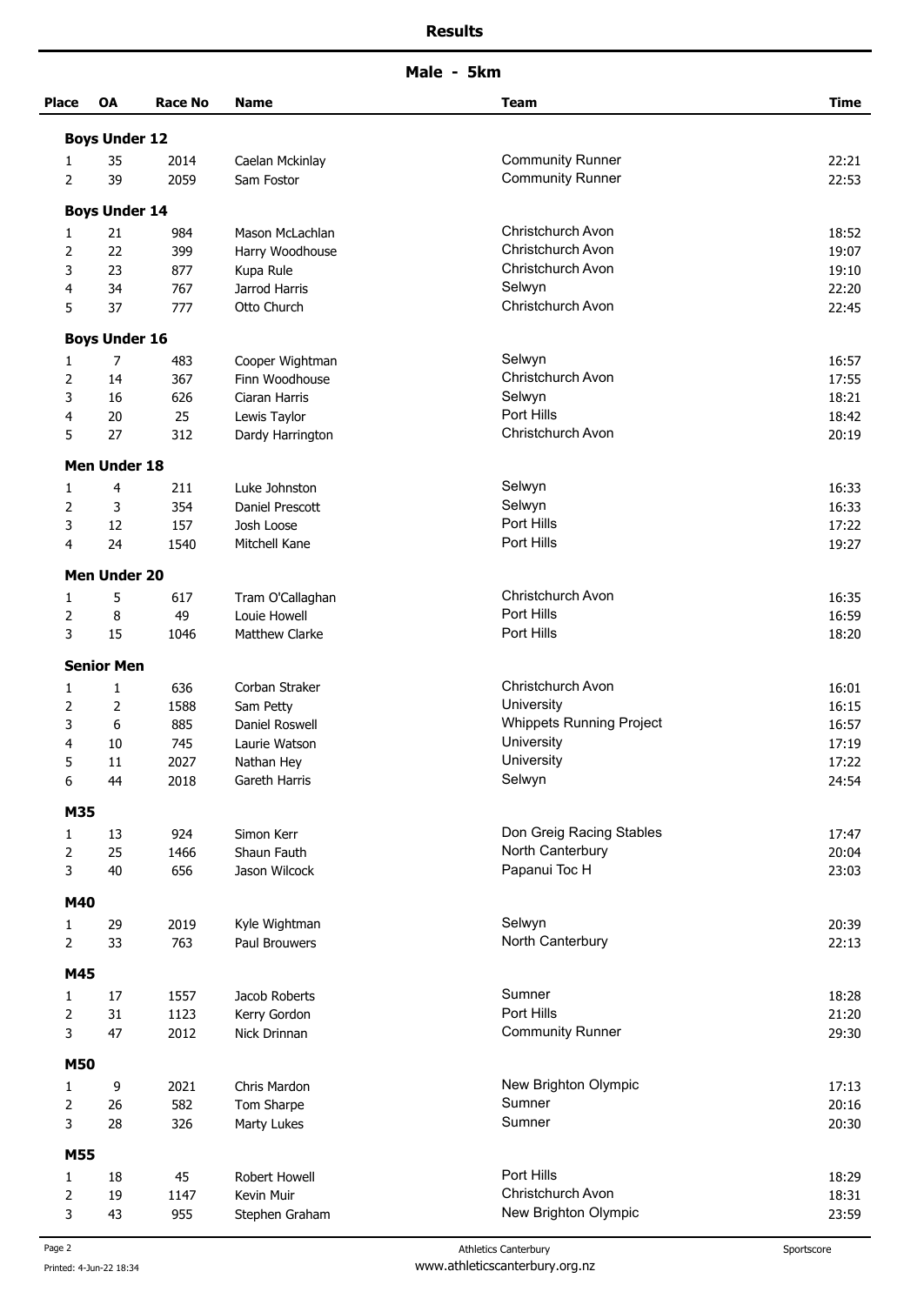# Results

## Male - 5km

| Place | OA | Race No | Name | Team | Time |
|---|---|---|---|---|---|
| **Boys Under 12** | | | | | |
| 1 | 35 | 2014 | Caelan Mckinlay | Community Runner | 22:21 |
| 2 | 39 | 2059 | Sam Fostor | Community Runner | 22:53 |
| **Boys Under 14** | | | | | |
| 1 | 21 | 984 | Mason McLachlan | Christchurch Avon | 18:52 |
| 2 | 22 | 399 | Harry Woodhouse | Christchurch Avon | 19:07 |
| 3 | 23 | 877 | Kupa Rule | Christchurch Avon | 19:10 |
| 4 | 34 | 767 | Jarrod Harris | Selwyn | 22:20 |
| 5 | 37 | 777 | Otto Church | Christchurch Avon | 22:45 |
| **Boys Under 16** | | | | | |
| 1 | 7 | 483 | Cooper Wightman | Selwyn | 16:57 |
| 2 | 14 | 367 | Finn Woodhouse | Christchurch Avon | 17:55 |
| 3 | 16 | 626 | Ciaran Harris | Selwyn | 18:21 |
| 4 | 20 | 25 | Lewis Taylor | Port Hills | 18:42 |
| 5 | 27 | 312 | Dardy Harrington | Christchurch Avon | 20:19 |
| **Men Under 18** | | | | | |
| 1 | 4 | 211 | Luke Johnston | Selwyn | 16:33 |
| 2 | 3 | 354 | Daniel Prescott | Selwyn | 16:33 |
| 3 | 12 | 157 | Josh Loose | Port Hills | 17:22 |
| 4 | 24 | 1540 | Mitchell Kane | Port Hills | 19:27 |
| **Men Under 20** | | | | | |
| 1 | 5 | 617 | Tram O'Callaghan | Christchurch Avon | 16:35 |
| 2 | 8 | 49 | Louie Howell | Port Hills | 16:59 |
| 3 | 15 | 1046 | Matthew Clarke | Port Hills | 18:20 |
| **Senior Men** | | | | | |
| 1 | 1 | 636 | Corban Straker | Christchurch Avon | 16:01 |
| 2 | 2 | 1588 | Sam Petty | University | 16:15 |
| 3 | 6 | 885 | Daniel Roswell | Whippets Running Project | 16:57 |
| 4 | 10 | 745 | Laurie Watson | University | 17:19 |
| 5 | 11 | 2027 | Nathan Hey | University | 17:22 |
| 6 | 44 | 2018 | Gareth Harris | Selwyn | 24:54 |
| **M35** | | | | | |
| 1 | 13 | 924 | Simon Kerr | Don Greig Racing Stables | 17:47 |
| 2 | 25 | 1466 | Shaun Fauth | North Canterbury | 20:04 |
| 3 | 40 | 656 | Jason Wilcock | Papanui Toc H | 23:03 |
| **M40** | | | | | |
| 1 | 29 | 2019 | Kyle Wightman | Selwyn | 20:39 |
| 2 | 33 | 763 | Paul Brouwers | North Canterbury | 22:13 |
| **M45** | | | | | |
| 1 | 17 | 1557 | Jacob Roberts | Sumner | 18:28 |
| 2 | 31 | 1123 | Kerry Gordon | Port Hills | 21:20 |
| 3 | 47 | 2012 | Nick Drinnan | Community Runner | 29:30 |
| **M50** | | | | | |
| 1 | 9 | 2021 | Chris Mardon | New Brighton Olympic | 17:13 |
| 2 | 26 | 582 | Tom Sharpe | Sumner | 20:16 |
| 3 | 28 | 326 | Marty Lukes | Sumner | 20:30 |
| **M55** | | | | | |
| 1 | 18 | 45 | Robert Howell | Port Hills | 18:29 |
| 2 | 19 | 1147 | Kevin Muir | Christchurch Avon | 18:31 |
| 3 | 43 | 955 | Stephen Graham | New Brighton Olympic | 23:59 |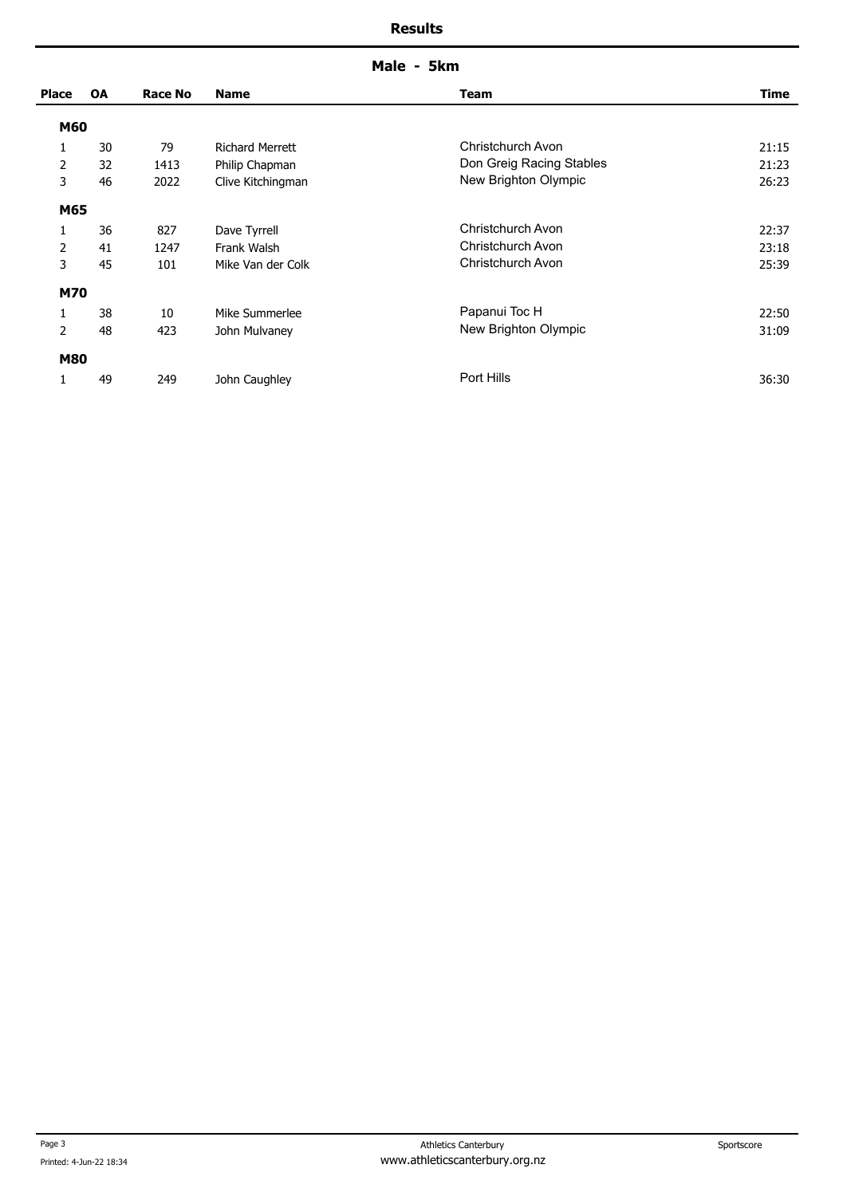# Results

## Male - 5km

| Place | OA | Race No | Name | Team | Time |
|---|---|---|---|---|---|
| **M60** | | | | | |
| 1 | 30 | 79 | Richard Merrett | Christchurch Avon | 21:15 |
| 2 | 32 | 1413 | Philip Chapman | Don Greig Racing Stables | 21:23 |
| 3 | 46 | 2022 | Clive Kitchingman | New Brighton Olympic | 26:23 |
| **M65** | | | | | |
| 1 | 36 | 827 | Dave Tyrrell | Christchurch Avon | 22:37 |
| 2 | 41 | 1247 | Frank Walsh | Christchurch Avon | 23:18 |
| 3 | 45 | 101 | Mike Van der Colk | Christchurch Avon | 25:39 |
| **M70** | | | | | |
| 1 | 38 | 10 | Mike Summerlee | Papanui Toc H | 22:50 |
| 2 | 48 | 423 | John Mulvaney | New Brighton Olympic | 31:09 |
| **M80** | | | | | |
| 1 | 49 | 249 | John Caughley | Port Hills | 36:30 |